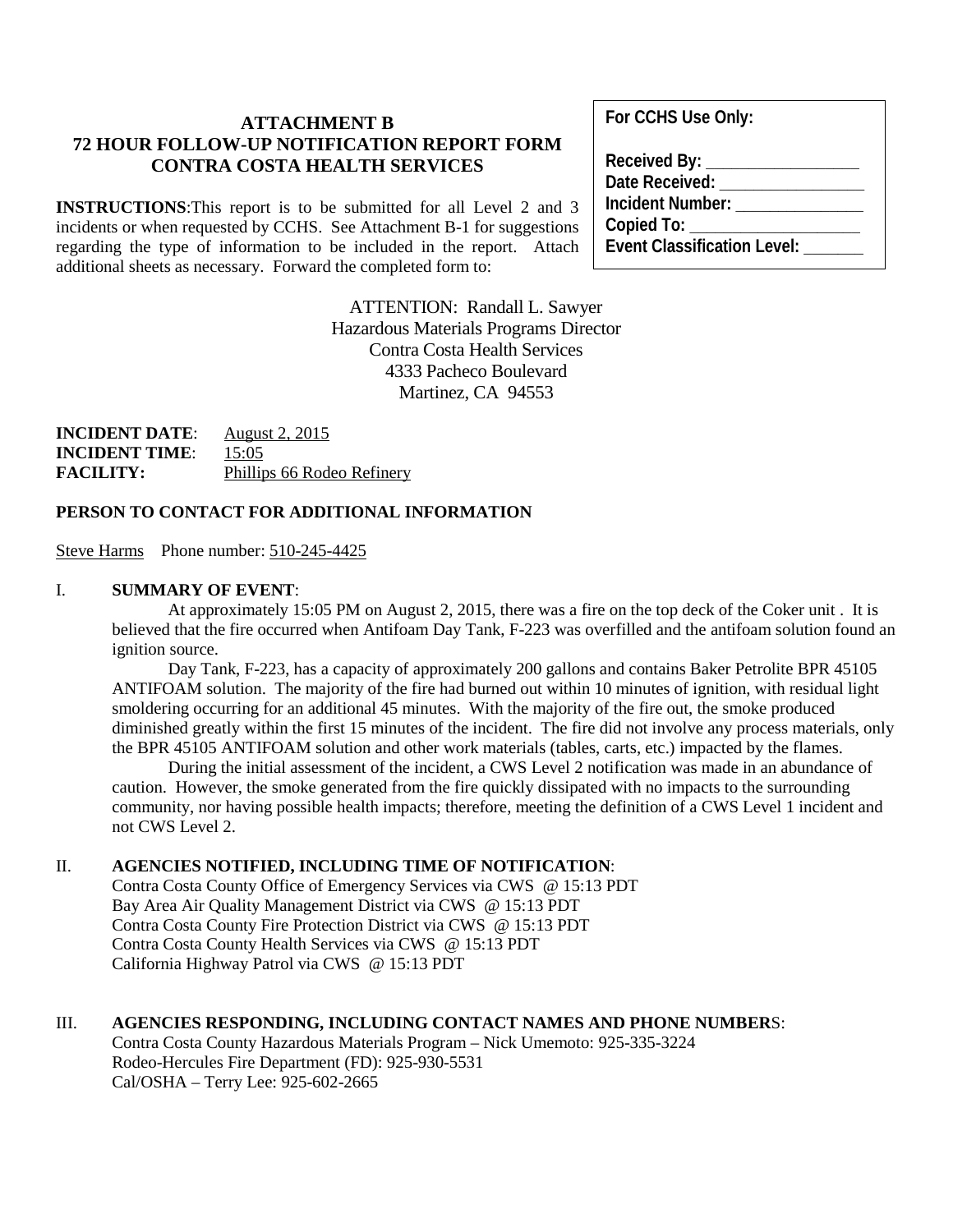## ATTACHMENT B
## 72 HOUR FOLLOW-UP NOTIFICATION REPORT FORM
## CONTRA COSTA HEALTH SERVICES

**INSTRUCTIONS**:This report is to be submitted for all Level 2 and 3 incidents or when requested by CCHS. See Attachment B-1 for suggestions regarding the type of information to be included in the report. Attach additional sheets as necessary. Forward the completed form to:

**For CCHS Use Only:**

**Received By:** ___________________
**Date Received:** _________________
**Incident Number:** _______________
**Copied To:** _____________________
**Event Classification Level:** _______

ATTENTION: Randall L. Sawyer
Hazardous Materials Programs Director
Contra Costa Health Services
4333 Pacheco Boulevard
Martinez, CA 94553

**INCIDENT DATE**: August 2, 2015
**INCIDENT TIME**: 15:05
**FACILITY:** Phillips 66 Rodeo Refinery

### PERSON TO CONTACT FOR ADDITIONAL INFORMATION

Steve Harms Phone number: 510-245-4425

### I. SUMMARY OF EVENT:

At approximately 15:05 PM on August 2, 2015, there was a fire on the top deck of the Coker unit . It is believed that the fire occurred when Antifoam Day Tank, F-223 was overfilled and the antifoam solution found an ignition source.

Day Tank, F-223, has a capacity of approximately 200 gallons and contains Baker Petrolite BPR 45105 ANTIFOAM solution. The majority of the fire had burned out within 10 minutes of ignition, with residual light smoldering occurring for an additional 45 minutes. With the majority of the fire out, the smoke produced diminished greatly within the first 15 minutes of the incident. The fire did not involve any process materials, only the BPR 45105 ANTIFOAM solution and other work materials (tables, carts, etc.) impacted by the flames.

During the initial assessment of the incident, a CWS Level 2 notification was made in an abundance of caution. However, the smoke generated from the fire quickly dissipated with no impacts to the surrounding community, nor having possible health impacts; therefore, meeting the definition of a CWS Level 1 incident and not CWS Level 2.

### II. AGENCIES NOTIFIED, INCLUDING TIME OF NOTIFICATION:

Contra Costa County Office of Emergency Services via CWS @ 15:13 PDT
Bay Area Air Quality Management District via CWS @ 15:13 PDT
Contra Costa County Fire Protection District via CWS @ 15:13 PDT
Contra Costa County Health Services via CWS @ 15:13 PDT
California Highway Patrol via CWS @ 15:13 PDT

### III. AGENCIES RESPONDING, INCLUDING CONTACT NAMES AND PHONE NUMBERS:

Contra Costa County Hazardous Materials Program – Nick Umemoto: 925-335-3224
Rodeo-Hercules Fire Department (FD): 925-930-5531
Cal/OSHA – Terry Lee: 925-602-2665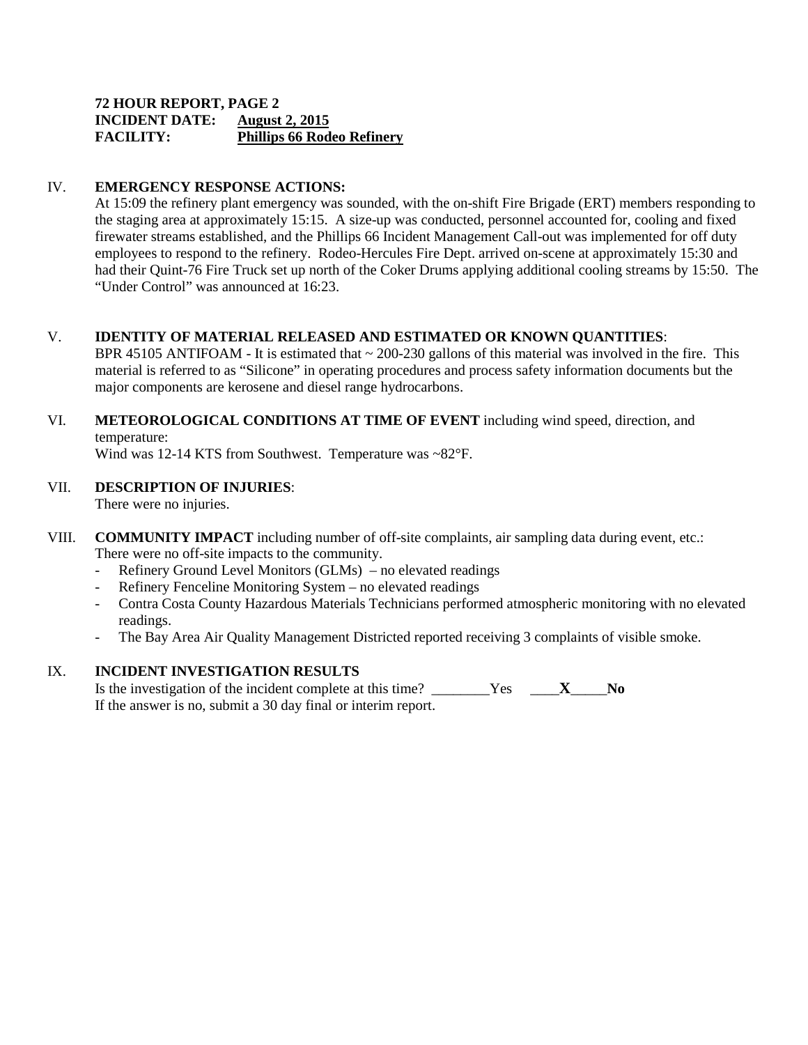**72 HOUR REPORT, PAGE 2**
**INCIDENT DATE:** **August 2, 2015**
**FACILITY:** **Phillips 66 Rodeo Refinery**

IV. **EMERGENCY RESPONSE ACTIONS:**

At 15:09 the refinery plant emergency was sounded, with the on-shift Fire Brigade (ERT) members responding to the staging area at approximately 15:15. A size-up was conducted, personnel accounted for, cooling and fixed firewater streams established, and the Phillips 66 Incident Management Call-out was implemented for off duty employees to respond to the refinery. Rodeo-Hercules Fire Dept. arrived on-scene at approximately 15:30 and had their Quint-76 Fire Truck set up north of the Coker Drums applying additional cooling streams by 15:50. The "Under Control" was announced at 16:23.

V. **IDENTITY OF MATERIAL RELEASED AND ESTIMATED OR KNOWN QUANTITIES**:

BPR 45105 ANTIFOAM - It is estimated that ~ 200-230 gallons of this material was involved in the fire. This material is referred to as "Silicone" in operating procedures and process safety information documents but the major components are kerosene and diesel range hydrocarbons.

VI. **METEOROLOGICAL CONDITIONS AT TIME OF EVENT** including wind speed, direction, and temperature:

Wind was 12-14 KTS from Southwest. Temperature was ~82°F.

VII. **DESCRIPTION OF INJURIES**:

There were no injuries.

VIII. **COMMUNITY IMPACT** including number of off-site complaints, air sampling data during event, etc.:

There were no off-site impacts to the community.

- Refinery Ground Level Monitors (GLMs) – no elevated readings
- Refinery Fenceline Monitoring System – no elevated readings
- Contra Costa County Hazardous Materials Technicians performed atmospheric monitoring with no elevated readings.
- The Bay Area Air Quality Management Districted reported receiving 3 complaints of visible smoke.

IX. **INCIDENT INVESTIGATION RESULTS**

Is the investigation of the incident complete at this time? ________Yes ____**X**_____**No**

If the answer is no, submit a 30 day final or interim report.